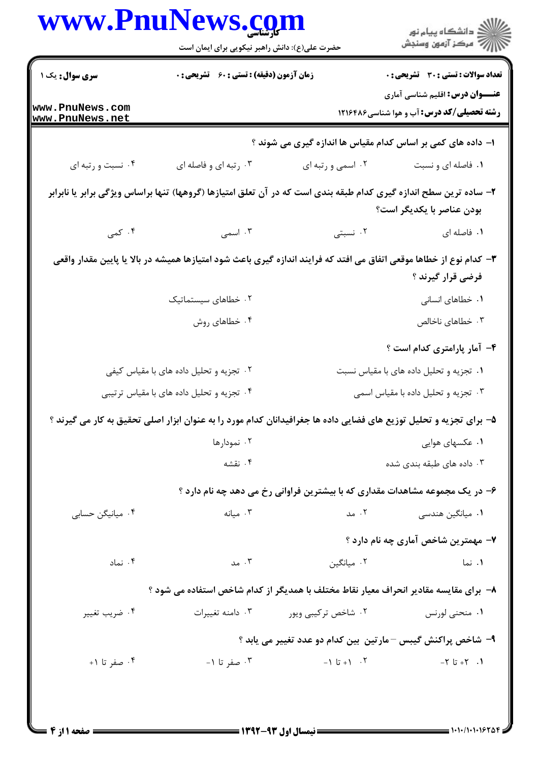**سری سوال:** یک ۱

**زمان آزمون (دقیقه) : تستی : ۶۰ تشریحی : ۰**

**تعداد سوالات : تستی : ۳۰ تشریحی : ۰**

**عنـــوان درس:** اقلیم شناسی آماری

**رشته تحصیلی/کد درس:** آب و هوا شناسی ۱۲۱۶۴۸۶

۱- داده های کمی بر اساس کدام مقیاس ها اندازه گیری می شوند ؟

۱. فاصله ای و نسبت ۲. اسمی و رتبه ای ۳. رتبه ای و فاصله ای ۴. نسبت و رتبه ای

۲- ساده ترین سطح اندازه گیری کدام طبقه بندی است که در آن تعلق امتیازها (گروهها) تنها براساس ویژگی برابر یا نابرابر بودن عناصر با یکدیگر است؟

۱. فاصله ای ۲. نسبتی ۳. اسمی ۴. کمی

۳- کدام نوع از خطاها موقعی اتفاق می افتد که فرایند اندازه گیری باعث شود امتیازها همیشه در بالا یا پایین مقدار واقعی فرضی قرار گیرند ؟

۱. خطاهای انسانی ۲. خطاهای سیستماتیک ۳. خطاهای ناخالص ۴. خطاهای روش

۴- آمار پارامتری کدام است ؟

۱. تجزیه و تحلیل داده های با مقیاس نسبت ۲. تجزیه و تحلیل داده های با مقیاس کیفی ۳. تجزیه و تحلیل داده با مقیاس اسمی ۴. تجزیه و تحلیل داده های با مقیاس ترتیبی

۵- برای تجزیه و تحلیل توزیع های فضایی داده ها جغرافیدانان کدام مورد را به عنوان ابزار اصلی تحقیق به کار می گیرند ؟

۱. عکسهای هوایی ۲. نمودارها ۳. داده های طبقه بندی شده ۴. نقشه

۶- در یک مجموعه مشاهدات مقداری که با بیشترین فراوانی رخ می دهد چه نام دارد ؟

۱. میانگین هندسی ۲. مد ۳. میانه ۴. میانگن حسابی

۷- مهمترین شاخص آماری چه نام دارد ؟

۱. نما ۲. میانگین ۳. مد ۴. نماد

۸- برای مقایسه مقادیر انحراف معیار نقاط مختلف با همدیگر از کدام شاخص استفاده می شود ؟

۱. منحنی لورنس ۲. شاخص ترکیبی ویور ۳. دامنه تغییرات ۴. ضریب تغییر

۹- شاخص پراکنش گیبس – مارتین بین کدام دو عدد تغییر می یابد ؟

۱. ۲+ تا ۲- ۲. ۱+ تا ۱- ۳. صفر تا ۱- ۴. صفر تا ۱+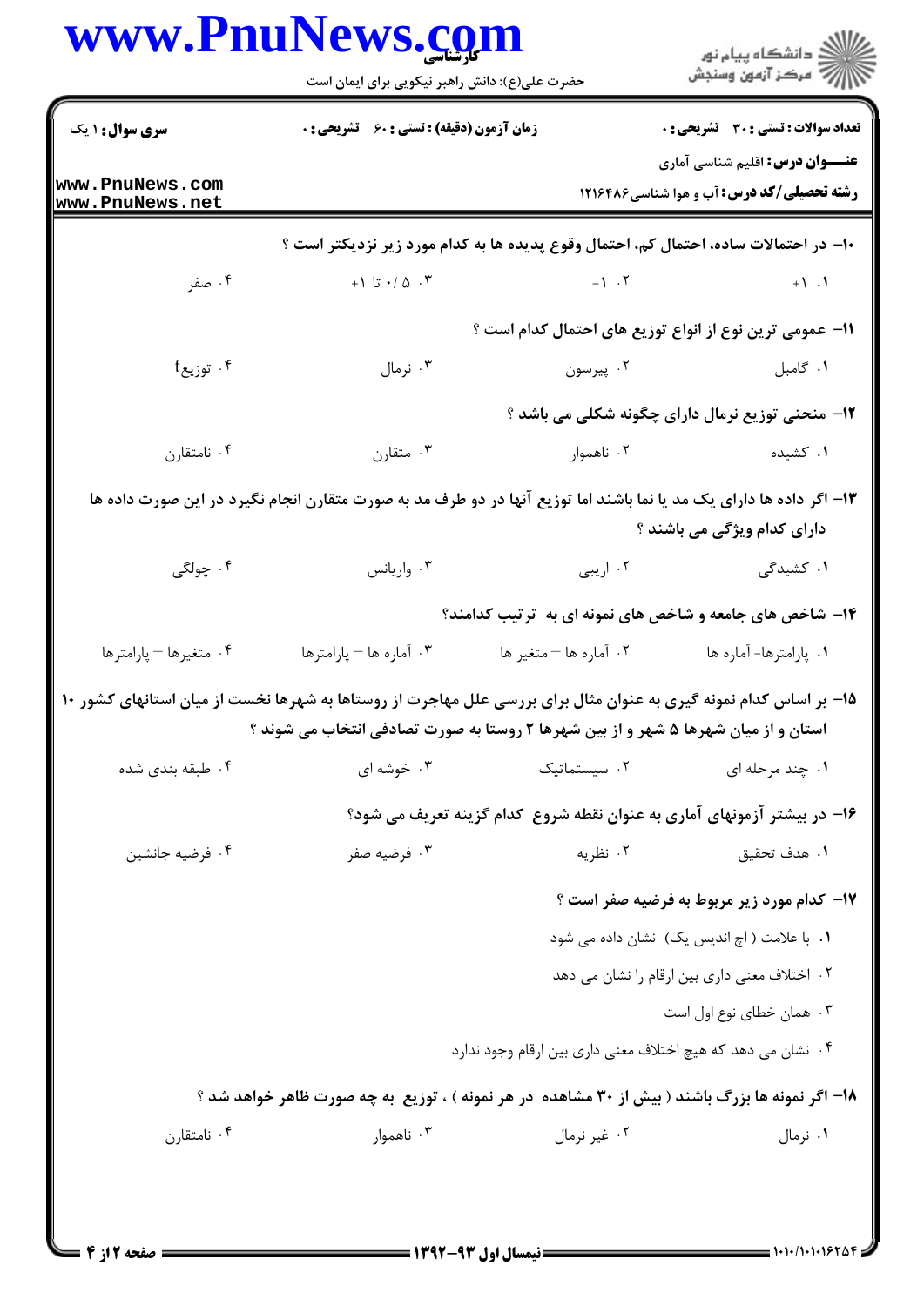سری سوال: ۱ یک | زمان آزمون (دقیقه) : تستی : ۶۰ تشریحی : ۰ | تعداد سوالات : تستی : ۳۰ تشریحی : ۰

**عنـــوان درس:** اقلیم شناسی آماری

**رشته تحصیلی/کد درس:** آب و هوا شناسی ۱۲۱۶۴۸۶

**۱۰- در احتمالات ساده، احتمال کم، احتمال وقوع پدیده ها به کدام مورد زیر نزدیکتر است ؟**

۱. ۱+ ۲. ۱- ۳. ۰/۵ تا ۱+ ۴. صفر

**۱۱- عمومی ترین نوع از انواع توزیع های احتمال کدام است ؟**

۱. گامبل ۲. پیرسون ۳. نرمال ۴. توزیعt

**۱۲- منحنی توزیع نرمال دارای چگونه شکلی می باشد ؟**

۱. کشیده ۲. ناهموار ۳. متقارن ۴. نامتقارن

**۱۳- اگر داده ها دارای یک مد یا نما باشند اما توزیع آنها در دو طرف مد به صورت متقارن انجام نگیرد در این صورت داده ها دارای کدام ویژگی می باشند ؟**

۱. کشیدگی ۲. اریبی ۳. واریانس ۴. چولگی

**۱۴- شاخص های جامعه و شاخص های نمونه ای به ترتیب کدامند؟**

۱. پارامترها- آماره ها ۲. آماره ها – متغیر ها ۳. آماره ها – پارامترها ۴. متغیرها – پارامترها

**۱۵- بر اساس کدام نمونه گیری به عنوان مثال برای بررسی علل مهاجرت از روستاها به شهرها نخست از میان استانهای کشور ۱۰ استان و از میان شهرها ۵ شهر و از بین شهرها ۲ روستا به صورت تصادفی انتخاب می شوند ؟**

۱. چند مرحله ای ۲. سیستماتیک ۳. خوشه ای ۴. طبقه بندی شده

**۱۶- در بیشتر آزمونهای آماری به عنوان نقطه شروع کدام گزینه تعریف می شود؟**

۱. هدف تحقیق ۲. نظریه ۳. فرضیه صفر ۴. فرضیه جانشین

**۱۷- کدام مورد زیر مربوط به فرضیه صفر است ؟**

۱. با علامت ( اچ اندیس یک) نشان داده می شود

۲. اختلاف معنی داری بین ارقام را نشان می دهد

۳. همان خطای نوع اول است

۴. نشان می دهد که هیچ اختلاف معنی داری بین ارقام وجود ندارد

**۱۸- اگر نمونه ها بزرگ باشند ( بیش از ۳۰ مشاهده در هر نمونه ) ، توزیع به چه صورت ظاهر خواهد شد ؟**

۱. نرمال ۲. غیر نرمال ۳. ناهموار ۴. نامتقارن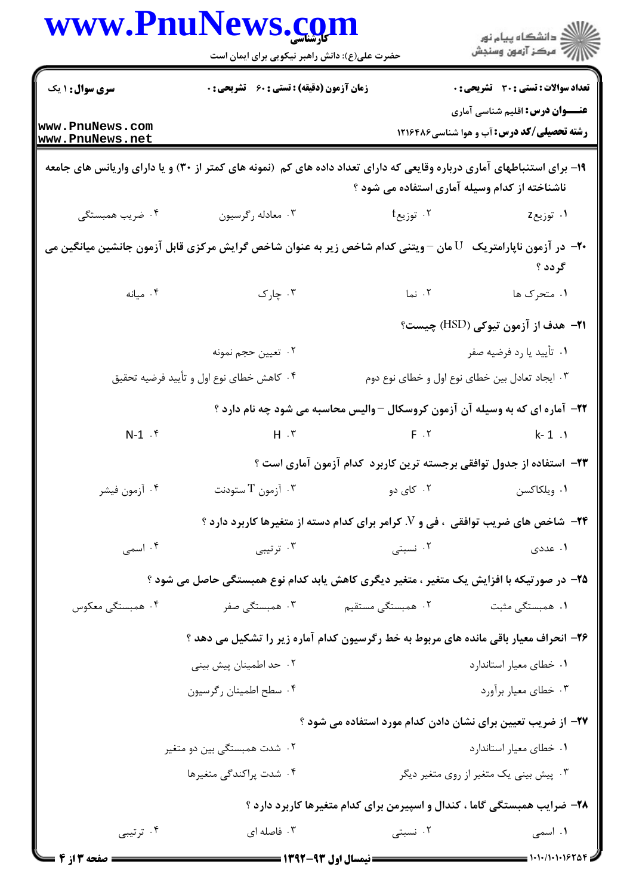۱۹- برای استنباطهای آماری درباره وقایعی که دارای تعداد داده های کم (نمونه های کمتر از ۳۰) و یا دارای واریانس های جامعه ناشناخته از کدام وسیله آماری استفاده می شود ؟

۱. توزیع z
۲. توزیع t
۳. معادله رگرسیون
۴. ضریب همبستگی

۲۰- در آزمون ناپارامتریک U مان – ویتنی کدام شاخص زیر به عنوان شاخص گرایش مرکزی قابل آزمون جانشین میانگین می گردد ؟

۱. متحرک ها
۲. نما
۳. چارک
۴. میانه

۲۱- هدف از آزمون تیوکی (HSD) چیست؟

۱. تأیید یا رد فرضیه صفر
۲. تعیین حجم نمونه
۳. ایجاد تعادل بین خطای نوع اول و خطای نوع دوم
۴. کاهش خطای نوع اول و تأیید فرضیه تحقیق

۲۲- آماره ای که به وسیله آن آزمون کروسکال – والیس محاسبه می شود چه نام دارد ؟

۱. k- 1
۲. F
۳. H
۴. N-1

۲۳- استفاده از جدول توافقی برجسته ترین کاربرد کدام آزمون آماری است ؟

۱. ویلکاکسن
۲. کای دو
۳. آزمون T ستودنت
۴. آزمون فیشر

۲۴- شاخص های ضریب توافقی ، فی و V. کرامر برای کدام دسته از متغیرها کاربرد دارد ؟

۱. عددی
۲. نسبتی
۳. ترتیبی
۴. اسمی

۲۵- در صورتیکه با افزایش یک متغیر ، متغیر دیگری کاهش یابد کدام نوع همبستگی حاصل می شود ؟

۱. همبستگی مثبت
۲. همبستگی مستقیم
۳. همبستگی صفر
۴. همبستگی معکوس

۲۶- انحراف معیار باقی مانده های مربوط به خط رگرسیون کدام آماره زیر را تشکیل می دهد ؟

۱. خطای معیار استاندارد
۲. حد اطمینان پیش بینی
۳. خطای معیار برآورد
۴. سطح اطمینان رگرسیون

۲۷- از ضریب تعیین برای نشان دادن کدام مورد استفاده می شود ؟

۱. خطای معیار استاندارد
۲. شدت همبستگی بین دو متغیر
۳. پیش بینی یک متغیر از روی متغیر دیگر
۴. شدت پراکندگی متغیرها

۲۸- ضرایب همبستگی گاما ، کندال و اسپیرمن برای کدام متغیرها کاربرد دارد ؟

۱. اسمی
۲. نسبتی
۳. فاصله ای
۴. ترتیبی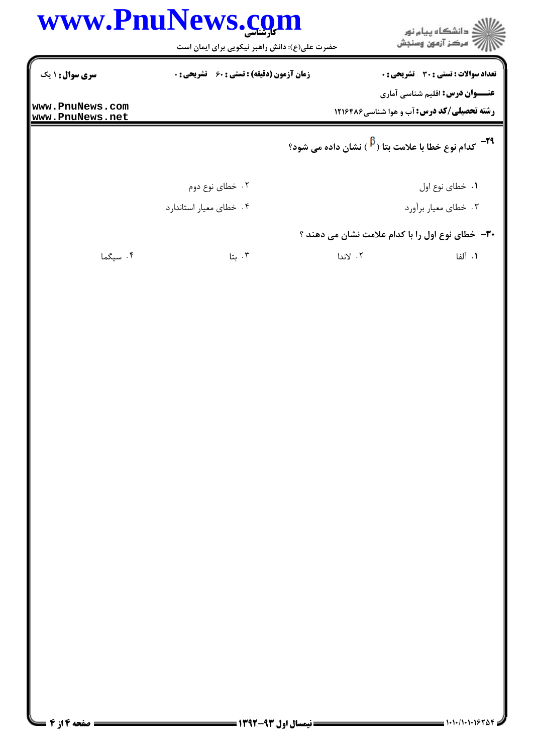**سری سوال:** ۱ یک

**زمان آزمون (دقیقه) : تستی : ۶۰ تشریحی : ۰**

**تعداد سوالات : تستی : ۳۰ تشریحی : ۰**

**عنـــوان درس:** اقلیم شناسی آماری

**رشته تحصیلی/کد درس:** آب و هوا شناسی ۱۲۱۶۴۸۶

**۲۹-** کدام نوع خطا با علامت بتا ( $\beta$ ) نشان داده می شود؟

۱. خطای نوع اول

۲. خطای نوع دوم

۳. خطای معیار برآورد

۴. خطای معیار استاندارد

**۳۰-** خطای نوع اول را با کدام علامت نشان می دهند ؟

۱. آلفا

۲. لاندا

۳. بتا

۴. سیگما